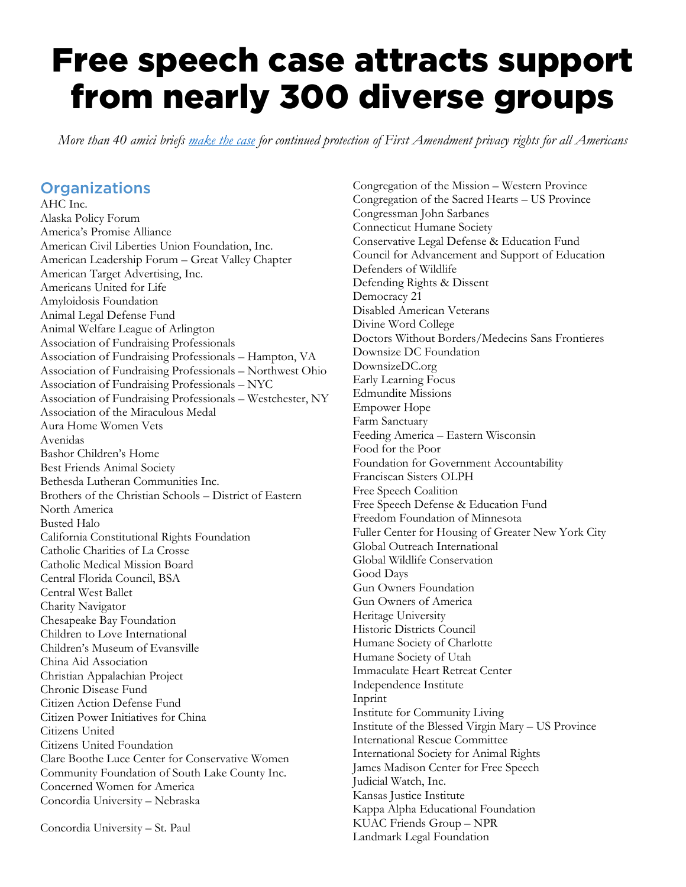# Free speech case attracts support from nearly 300 diverse groups

*More than 40 amici briefs [make the case] for continued protection of First Amendment privacy rights for all Americans*

## Organizations

AHC Inc.
Alaska Policy Forum
America's Promise Alliance
American Civil Liberties Union Foundation, Inc.
American Leadership Forum – Great Valley Chapter
American Target Advertising, Inc.
Americans United for Life
Amyloidosis Foundation
Animal Legal Defense Fund
Animal Welfare League of Arlington
Association of Fundraising Professionals
Association of Fundraising Professionals – Hampton, VA
Association of Fundraising Professionals – Northwest Ohio
Association of Fundraising Professionals – NYC
Association of Fundraising Professionals – Westchester, NY
Association of the Miraculous Medal
Aura Home Women Vets
Avenidas
Bashor Children's Home
Best Friends Animal Society
Bethesda Lutheran Communities Inc.
Brothers of the Christian Schools – District of Eastern North America
Busted Halo
California Constitutional Rights Foundation
Catholic Charities of La Crosse
Catholic Medical Mission Board
Central Florida Council, BSA
Central West Ballet
Charity Navigator
Chesapeake Bay Foundation
Children to Love International
Children's Museum of Evansville
China Aid Association
Christian Appalachian Project
Chronic Disease Fund
Citizen Action Defense Fund
Citizen Power Initiatives for China
Citizens United
Citizens United Foundation
Clare Boothe Luce Center for Conservative Women
Community Foundation of South Lake County Inc.
Concerned Women for America
Concordia University – Nebraska
Concordia University – St. Paul
Congregation of the Mission – Western Province
Congregation of the Sacred Hearts – US Province
Congressman John Sarbanes
Connecticut Humane Society
Conservative Legal Defense & Education Fund
Council for Advancement and Support of Education
Defenders of Wildlife
Defending Rights & Dissent
Democracy 21
Disabled American Veterans
Divine Word College
Doctors Without Borders/Medecins Sans Frontieres
Downsize DC Foundation
DownsizeDC.org
Early Learning Focus
Edmundite Missions
Empower Hope
Farm Sanctuary
Feeding America – Eastern Wisconsin
Food for the Poor
Foundation for Government Accountability
Franciscan Sisters OLPH
Free Speech Coalition
Free Speech Defense & Education Fund
Freedom Foundation of Minnesota
Fuller Center for Housing of Greater New York City
Global Outreach International
Global Wildlife Conservation
Good Days
Gun Owners Foundation
Gun Owners of America
Heritage University
Historic Districts Council
Humane Society of Charlotte
Humane Society of Utah
Immaculate Heart Retreat Center
Independence Institute
Inprint
Institute for Community Living
Institute of the Blessed Virgin Mary – US Province
International Rescue Committee
International Society for Animal Rights
James Madison Center for Free Speech
Judicial Watch, Inc.
Kansas Justice Institute
Kappa Alpha Educational Foundation
KUAC Friends Group – NPR
Landmark Legal Foundation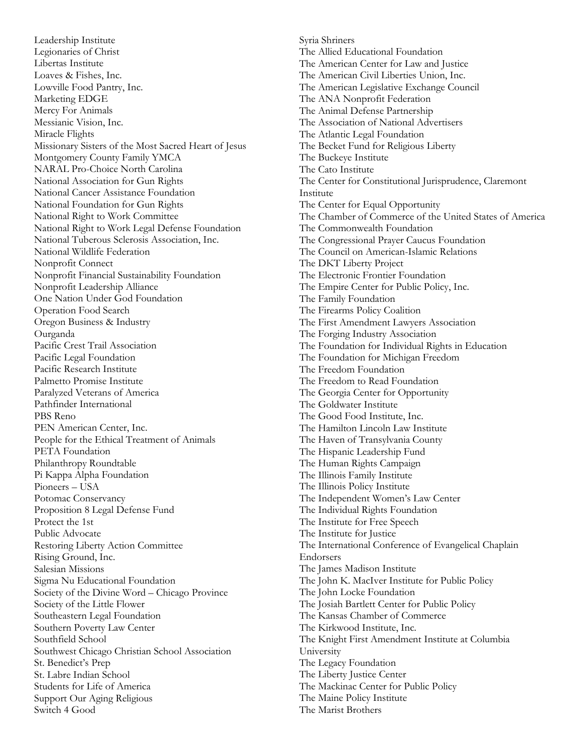Leadership Institute
Legionaries of Christ
Libertas Institute
Loaves & Fishes, Inc.
Lowville Food Pantry, Inc.
Marketing EDGE
Mercy For Animals
Messianic Vision, Inc.
Miracle Flights
Missionary Sisters of the Most Sacred Heart of Jesus
Montgomery County Family YMCA
NARAL Pro-Choice North Carolina
National Association for Gun Rights
National Cancer Assistance Foundation
National Foundation for Gun Rights
National Right to Work Committee
National Right to Work Legal Defense Foundation
National Tuberous Sclerosis Association, Inc.
National Wildlife Federation
Nonprofit Connect
Nonprofit Financial Sustainability Foundation
Nonprofit Leadership Alliance
One Nation Under God Foundation
Operation Food Search
Oregon Business & Industry
Ourganda
Pacific Crest Trail Association
Pacific Legal Foundation
Pacific Research Institute
Palmetto Promise Institute
Paralyzed Veterans of America
Pathfinder International
PBS Reno
PEN American Center, Inc.
People for the Ethical Treatment of Animals
PETA Foundation
Philanthropy Roundtable
Pi Kappa Alpha Foundation
Pioneers – USA
Potomac Conservancy
Proposition 8 Legal Defense Fund
Protect the 1st
Public Advocate
Restoring Liberty Action Committee
Rising Ground, Inc.
Salesian Missions
Sigma Nu Educational Foundation
Society of the Divine Word – Chicago Province
Society of the Little Flower
Southeastern Legal Foundation
Southern Poverty Law Center
Southfield School
Southwest Chicago Christian School Association
St. Benedict's Prep
St. Labre Indian School
Students for Life of America
Support Our Aging Religious
Switch 4 Good
Syria Shriners
The Allied Educational Foundation
The American Center for Law and Justice
The American Civil Liberties Union, Inc.
The American Legislative Exchange Council
The ANA Nonprofit Federation
The Animal Defense Partnership
The Association of National Advertisers
The Atlantic Legal Foundation
The Becket Fund for Religious Liberty
The Buckeye Institute
The Cato Institute
The Center for Constitutional Jurisprudence, Claremont Institute
The Center for Equal Opportunity
The Chamber of Commerce of the United States of America
The Commonwealth Foundation
The Congressional Prayer Caucus Foundation
The Council on American-Islamic Relations
The DKT Liberty Project
The Electronic Frontier Foundation
The Empire Center for Public Policy, Inc.
The Family Foundation
The Firearms Policy Coalition
The First Amendment Lawyers Association
The Forging Industry Association
The Foundation for Individual Rights in Education
The Foundation for Michigan Freedom
The Freedom Foundation
The Freedom to Read Foundation
The Georgia Center for Opportunity
The Goldwater Institute
The Good Food Institute, Inc.
The Hamilton Lincoln Law Institute
The Haven of Transylvania County
The Hispanic Leadership Fund
The Human Rights Campaign
The Illinois Family Institute
The Illinois Policy Institute
The Independent Women's Law Center
The Individual Rights Foundation
The Institute for Free Speech
The Institute for Justice
The International Conference of Evangelical Chaplain Endorsers
The James Madison Institute
The John K. MacIver Institute for Public Policy
The John Locke Foundation
The Josiah Bartlett Center for Public Policy
The Kansas Chamber of Commerce
The Kirkwood Institute, Inc.
The Knight First Amendment Institute at Columbia University
The Legacy Foundation
The Liberty Justice Center
The Mackinac Center for Public Policy
The Maine Policy Institute
The Marist Brothers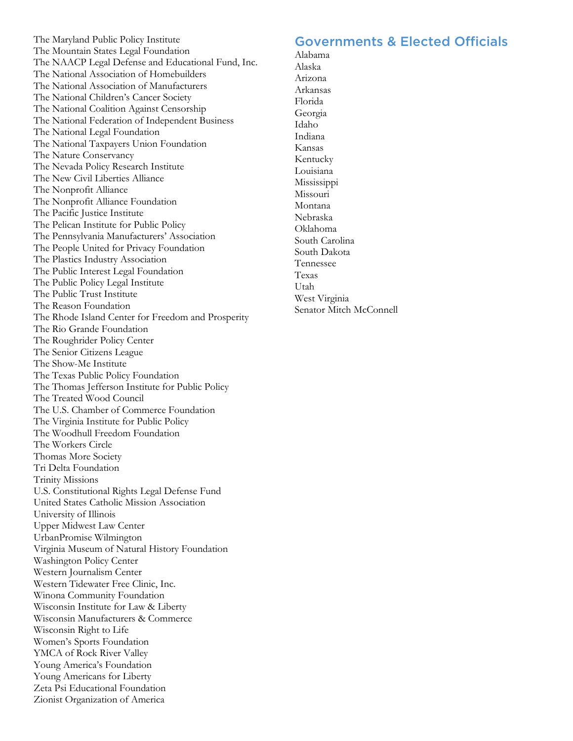The Maryland Public Policy Institute
The Mountain States Legal Foundation
The NAACP Legal Defense and Educational Fund, Inc.
The National Association of Homebuilders
The National Association of Manufacturers
The National Children's Cancer Society
The National Coalition Against Censorship
The National Federation of Independent Business
The National Legal Foundation
The National Taxpayers Union Foundation
The Nature Conservancy
The Nevada Policy Research Institute
The New Civil Liberties Alliance
The Nonprofit Alliance
The Nonprofit Alliance Foundation
The Pacific Justice Institute
The Pelican Institute for Public Policy
The Pennsylvania Manufacturers' Association
The People United for Privacy Foundation
The Plastics Industry Association
The Public Interest Legal Foundation
The Public Policy Legal Institute
The Public Trust Institute
The Reason Foundation
The Rhode Island Center for Freedom and Prosperity
The Rio Grande Foundation
The Roughrider Policy Center
The Senior Citizens League
The Show-Me Institute
The Texas Public Policy Foundation
The Thomas Jefferson Institute for Public Policy
The Treated Wood Council
The U.S. Chamber of Commerce Foundation
The Virginia Institute for Public Policy
The Woodhull Freedom Foundation
The Workers Circle
Thomas More Society
Tri Delta Foundation
Trinity Missions
U.S. Constitutional Rights Legal Defense Fund
United States Catholic Mission Association
University of Illinois
Upper Midwest Law Center
UrbanPromise Wilmington
Virginia Museum of Natural History Foundation
Washington Policy Center
Western Journalism Center
Western Tidewater Free Clinic, Inc.
Winona Community Foundation
Wisconsin Institute for Law & Liberty
Wisconsin Manufacturers & Commerce
Wisconsin Right to Life
Women's Sports Foundation
YMCA of Rock River Valley
Young America's Foundation
Young Americans for Liberty
Zeta Psi Educational Foundation
Zionist Organization of America

## Governments & Elected Officials

Alabama
Alaska
Arizona
Arkansas
Florida
Georgia
Idaho
Indiana
Kansas
Kentucky
Louisiana
Mississippi
Missouri
Montana
Nebraska
Oklahoma
South Carolina
South Dakota
Tennessee
Texas
Utah
West Virginia
Senator Mitch McConnell